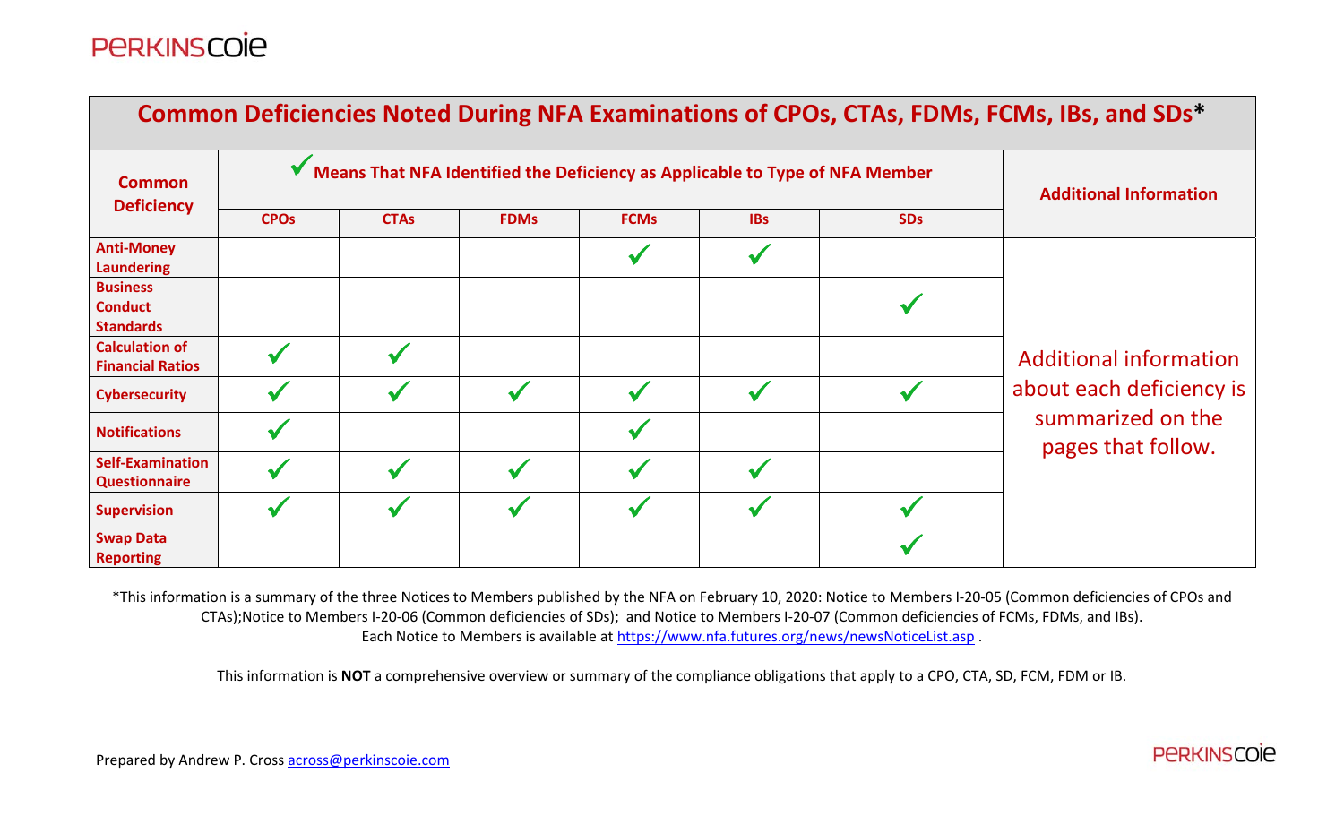# Common Deficiencies Noted During NFA Examinations of CPOs, CTAs, FDMs, FCMs, IBs, and SDs*

| Common Deficiency | ✓ Means That NFA Identified the Deficiency as Applicable to Type of NFA Member | | | | | | Additional Information |
|---|---|---|---|---|---|---|---|
| | CPOs | CTAs | FDMs | FCMs | IBs | SDs | |
| Anti-Money Laundering | | | | ✓ | ✓ | | Additional information about each deficiency is summarized on the pages that follow. |
| Business Conduct Standards | | | | | | ✓ | |
| Calculation of Financial Ratios | ✓ | ✓ | | | | | |
| Cybersecurity | ✓ | ✓ | ✓ | ✓ | ✓ | ✓ | |
| Notifications | ✓ | | | ✓ | | | |
| Self-Examination Questionnaire | ✓ | ✓ | ✓ | ✓ | ✓ | | |
| Supervision | ✓ | ✓ | ✓ | ✓ | ✓ | ✓ | |
| Swap Data Reporting | | | | | | ✓ | |

*This information is a summary of the three Notices to Members published by the NFA on February 10, 2020: Notice to Members I-20-05 (Common deficiencies of CPOs and CTAs);Notice to Members I-20-06 (Common deficiencies of SDs); and Notice to Members I-20-07 (Common deficiencies of FCMs, FDMs, and IBs). Each Notice to Members is available at https://www.nfa.futures.org/news/newsNoticeList.asp .

This information is **NOT** a comprehensive overview or summary of the compliance obligations that apply to a CPO, CTA, SD, FCM, FDM or IB.

Prepared by Andrew P. Cross across@perkinscoie.com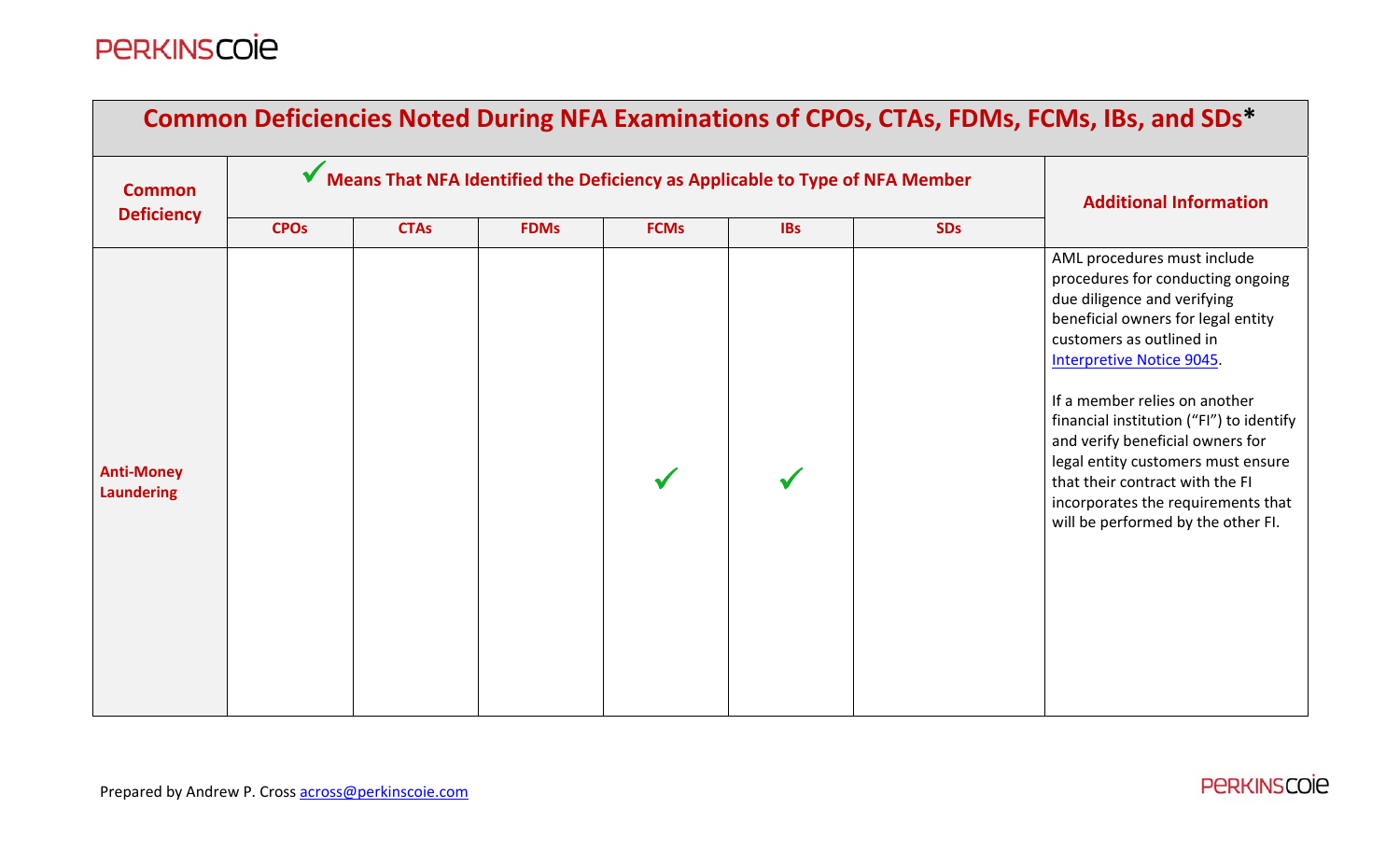| Common Deficiency | ✓ Means That NFA Identified the Deficiency as Applicable to Type of NFA Member | | | | | | Additional Information |
|---|---|---|---|---|---|---|---|
| | CPOs | CTAs | FDMs | FCMs | IBs | SDs | |
| **Anti-Money Laundering** | | | | ✓ | ✓ | | AML procedures must include procedures for conducting ongoing due diligence and verifying beneficial owners for legal entity customers as outlined in Interpretive Notice 9045.<br><br>If a member relies on another financial institution ("FI") to identify and verify beneficial owners for legal entity customers must ensure that their contract with the FI incorporates the requirements that will be performed by the other FI. |

Prepared by Andrew P. Cross across@perkinscoie.com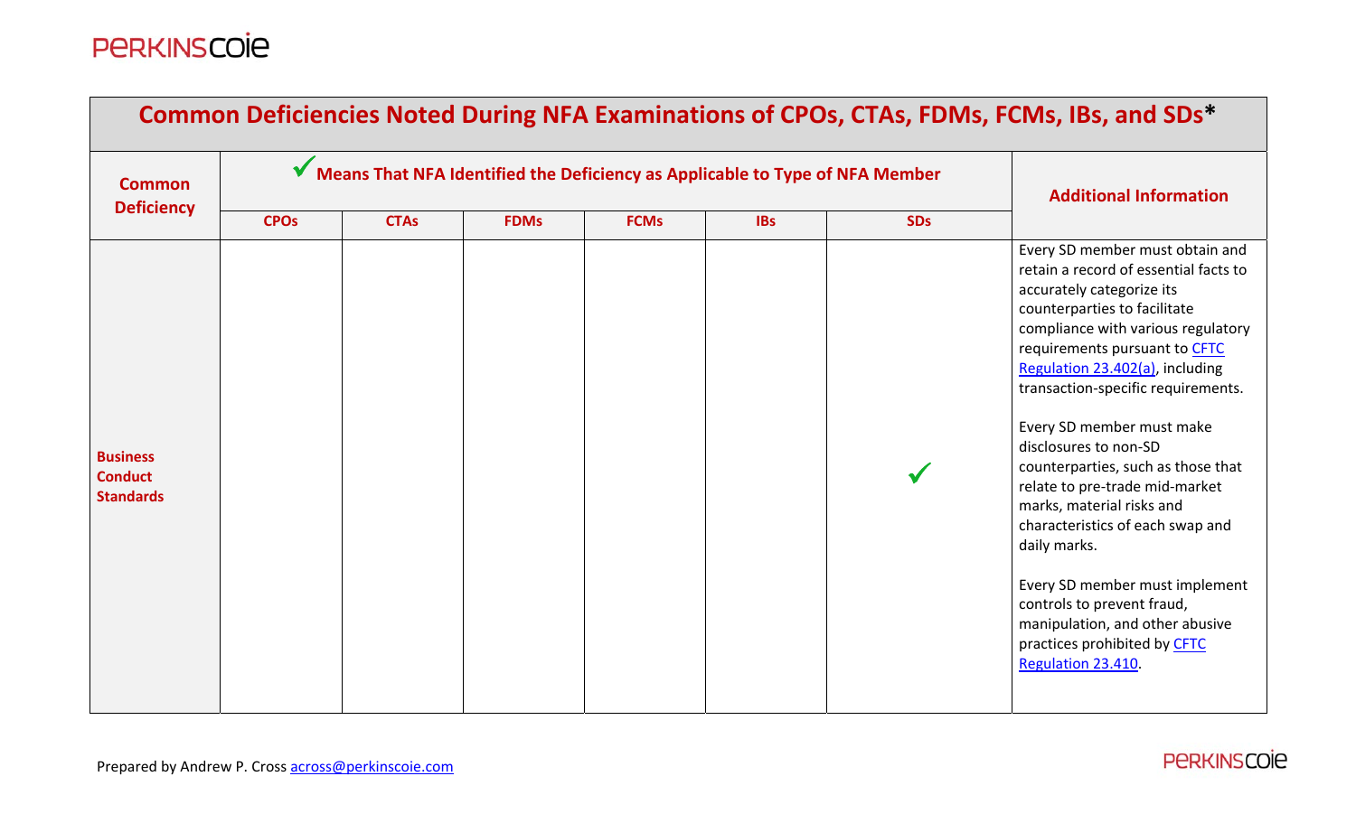| Common Deficiency | ✓ Means That NFA Identified the Deficiency as Applicable to Type of NFA Member | | | | | | Additional Information |
|---|---|---|---|---|---|---|---|
| | CPOs | CTAs | FDMs | FCMs | IBs | SDs | |
| **Business Conduct Standards** | | | | | | ✓ | Every SD member must obtain and retain a record of essential facts to accurately categorize its counterparties to facilitate compliance with various regulatory requirements pursuant to CFTC Regulation 23.402(a), including transaction-specific requirements.<br><br>Every SD member must make disclosures to non-SD counterparties, such as those that relate to pre-trade mid-market marks, material risks and characteristics of each swap and daily marks.<br><br>Every SD member must implement controls to prevent fraud, manipulation, and other abusive practices prohibited by CFTC Regulation 23.410. |

Prepared by Andrew P. Cross across@perkinscoie.com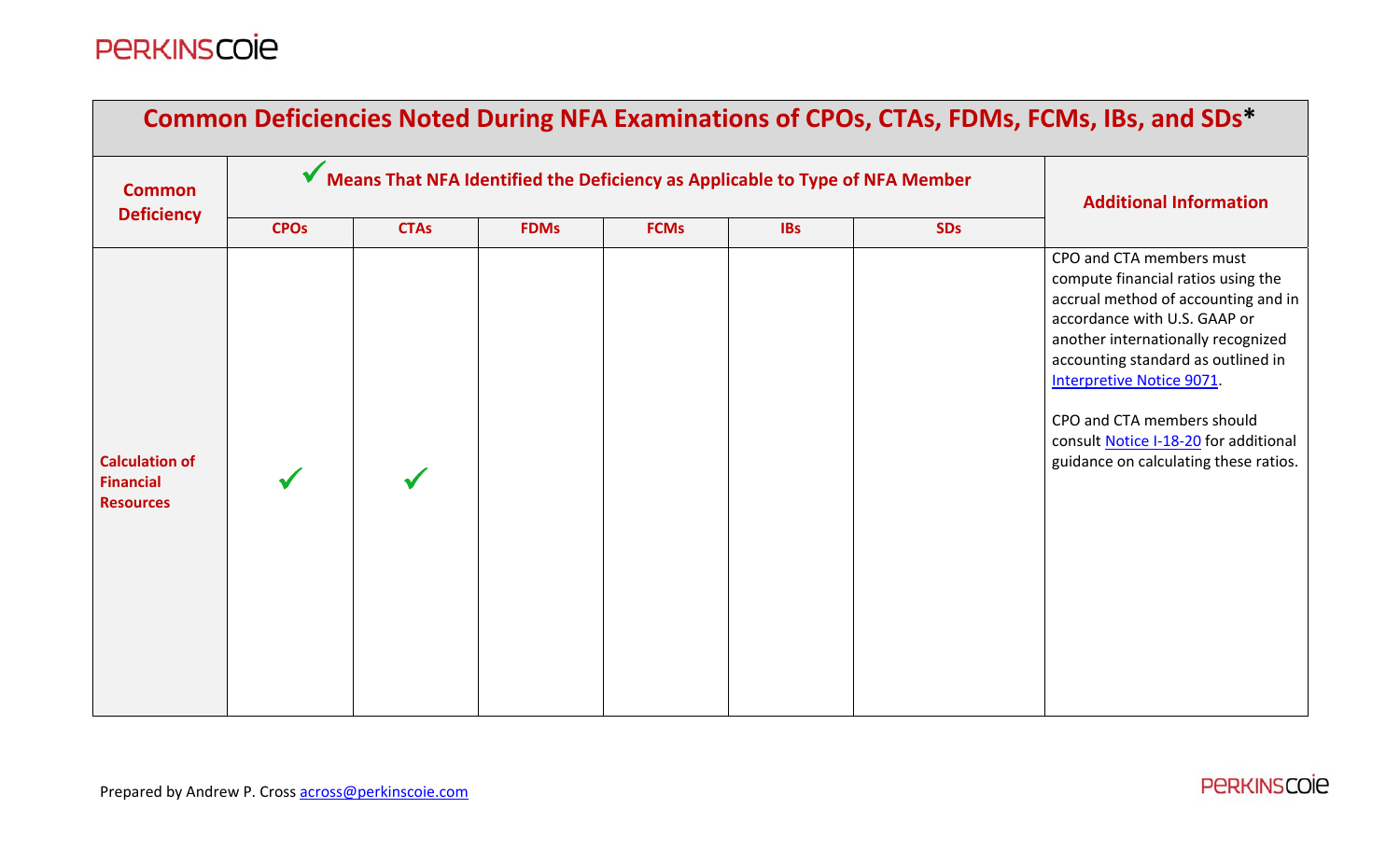| Common Deficiency | ✓ Means That NFA Identified the Deficiency as Applicable to Type of NFA Member | | | | | | Additional Information |
|---|---|---|---|---|---|---|---|
| | CPOs | CTAs | FDMs | FCMs | IBs | SDs | |
| **Calculation of Financial Resources** | ✓ | ✓ | | | | | CPO and CTA members must compute financial ratios using the accrual method of accounting and in accordance with U.S. GAAP or another internationally recognized accounting standard as outlined in Interpretive Notice 9071.<br><br>CPO and CTA members should consult Notice I-18-20 for additional guidance on calculating these ratios. |

Prepared by Andrew P. Cross across@perkinscoie.com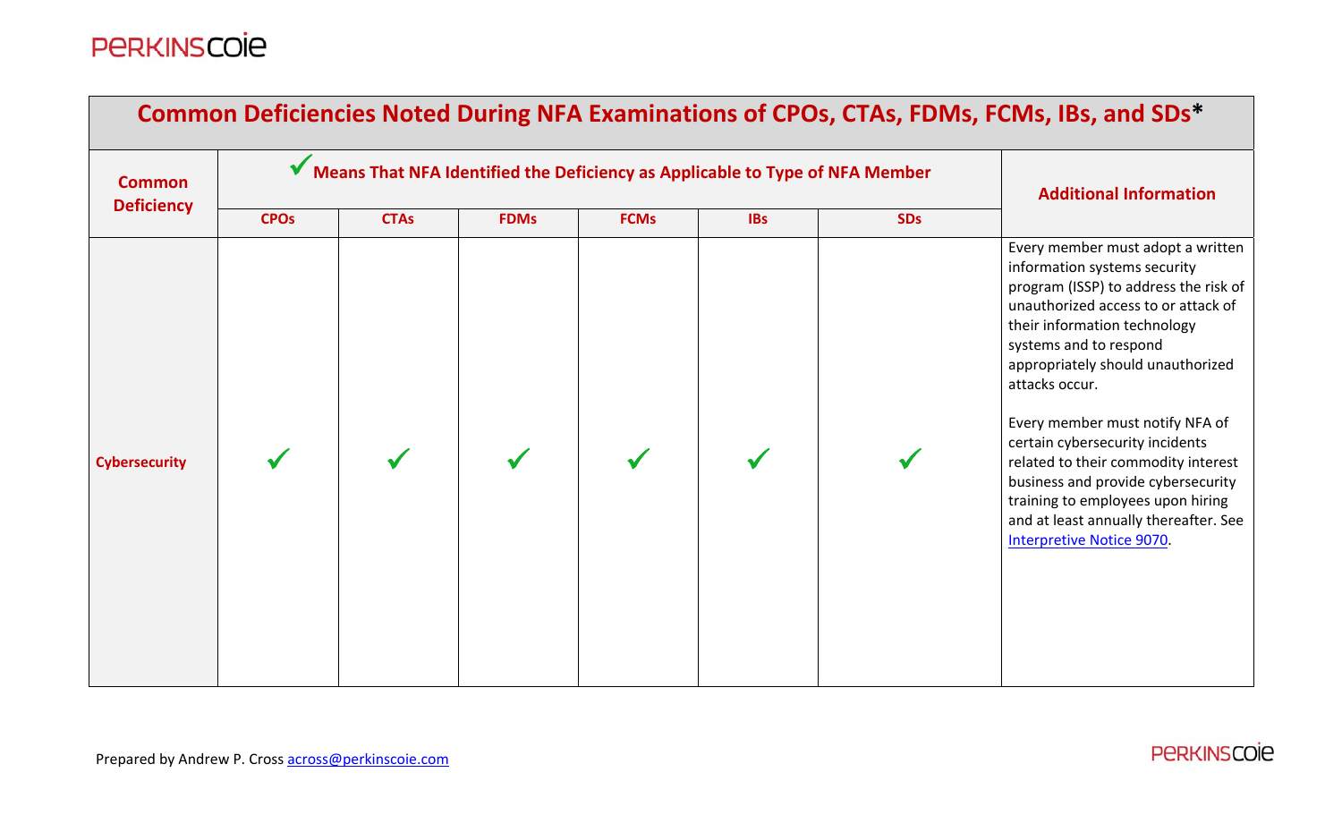| Common Deficiencies Noted During NFA Examinations of CPOs, CTAs, FDMs, FCMs, IBs, and SDs* | | | | | | | |
|---|---|---|---|---|---|---|---|
| **Common Deficiency** | ✓ **Means That NFA Identified the Deficiency as Applicable to Type of NFA Member** | | | | | | **Additional Information** |
| | **CPOs** | **CTAs** | **FDMs** | **FCMs** | **IBs** | **SDs** | |
| **Cybersecurity** | ✓ | ✓ | ✓ | ✓ | ✓ | ✓ | Every member must adopt a written information systems security program (ISSP) to address the risk of unauthorized access to or attack of their information technology systems and to respond appropriately should unauthorized attacks occur.<br><br>Every member must notify NFA of certain cybersecurity incidents related to their commodity interest business and provide cybersecurity training to employees upon hiring and at least annually thereafter. See Interpretive Notice 9070. |

Prepared by Andrew P. Cross across@perkinscoie.com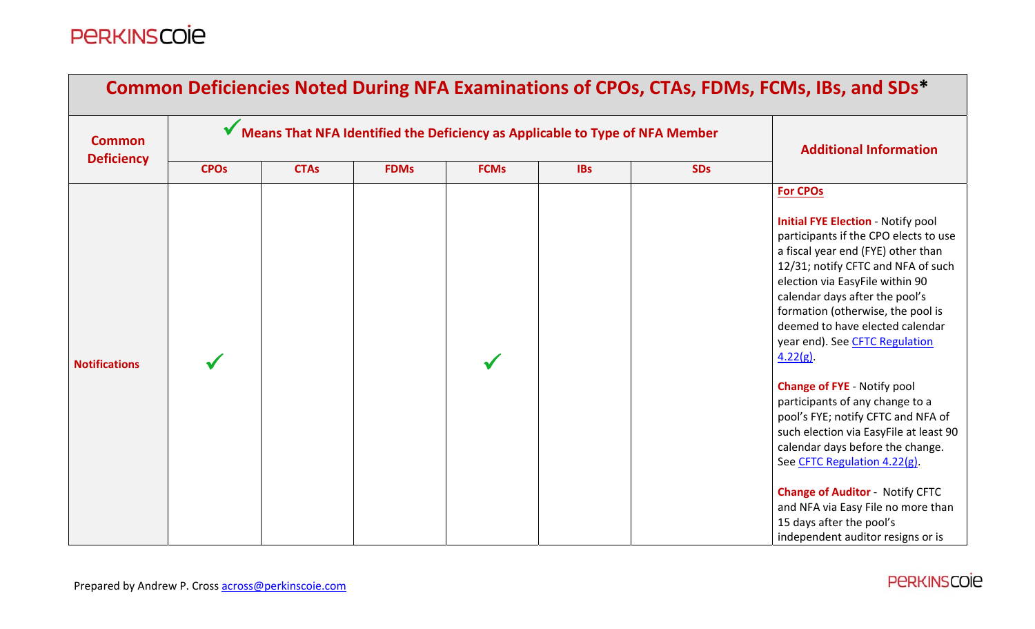| Common Deficiency | ✓ Means That NFA Identified the Deficiency as Applicable to Type of NFA Member | | | | | | Additional Information |
|---|---|---|---|---|---|---|---|
| | CPOs | CTAs | FDMs | FCMs | IBs | SDs | |
| **Notifications** | ✓ | | | ✓ | | | **For CPOs**<br><br>**Initial FYE Election** - Notify pool participants if the CPO elects to use a fiscal year end (FYE) other than 12/31; notify CFTC and NFA of such election via EasyFile within 90 calendar days after the pool's formation (otherwise, the pool is deemed to have elected calendar year end). See CFTC Regulation 4.22(g).<br><br>**Change of FYE** - Notify pool participants of any change to a pool's FYE; notify CFTC and NFA of such election via EasyFile at least 90 calendar days before the change. See CFTC Regulation 4.22(g).<br><br>**Change of Auditor** - Notify CFTC and NFA via Easy File no more than 15 days after the pool's independent auditor resigns or is |

Prepared by Andrew P. Cross across@perkinscoie.com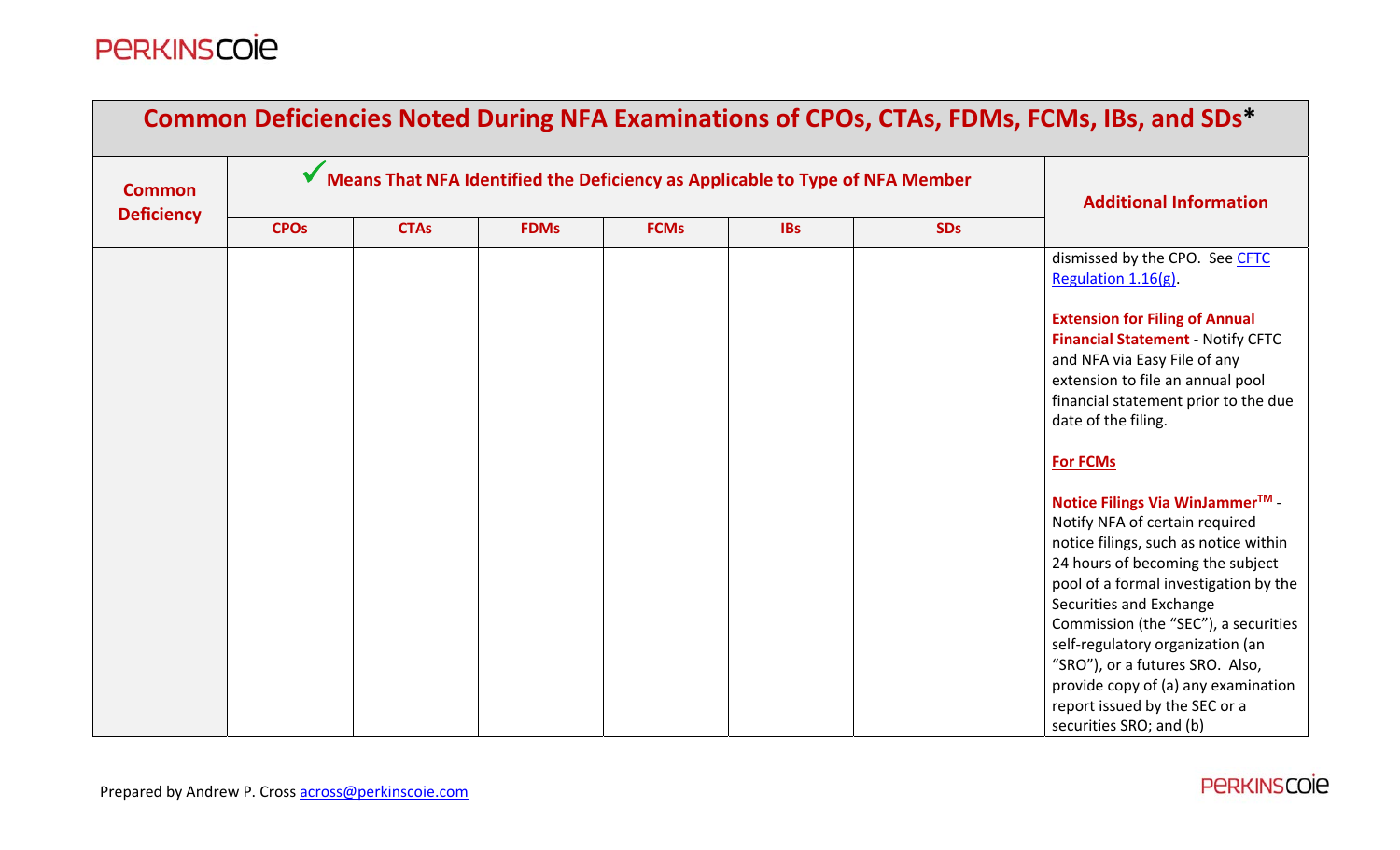# Common Deficiencies Noted During NFA Examinations of CPOs, CTAs, FDMs, FCMs, IBs, and SDs*

| Common Deficiency | ✓ Means That NFA Identified the Deficiency as Applicable to Type of NFA Member | | | | | | Additional Information |
|---|---|---|---|---|---|---|---|
| | CPOs | CTAs | FDMs | FCMs | IBs | SDs | |
| | | | | | | | dismissed by the CPO. See CFTC Regulation 1.16(g).<br><br>**Extension for Filing of Annual Financial Statement** - Notify CFTC and NFA via Easy File of any extension to file an annual pool financial statement prior to the due date of the filing.<br><br>**For FCMs**<br><br>**Notice Filings Via WinJammer™** - Notify NFA of certain required notice filings, such as notice within 24 hours of becoming the subject pool of a formal investigation by the Securities and Exchange Commission (the "SEC"), a securities self-regulatory organization (an "SRO"), or a futures SRO. Also, provide copy of (a) any examination report issued by the SEC or a securities SRO; and (b) |

Prepared by Andrew P. Cross across@perkinscoie.com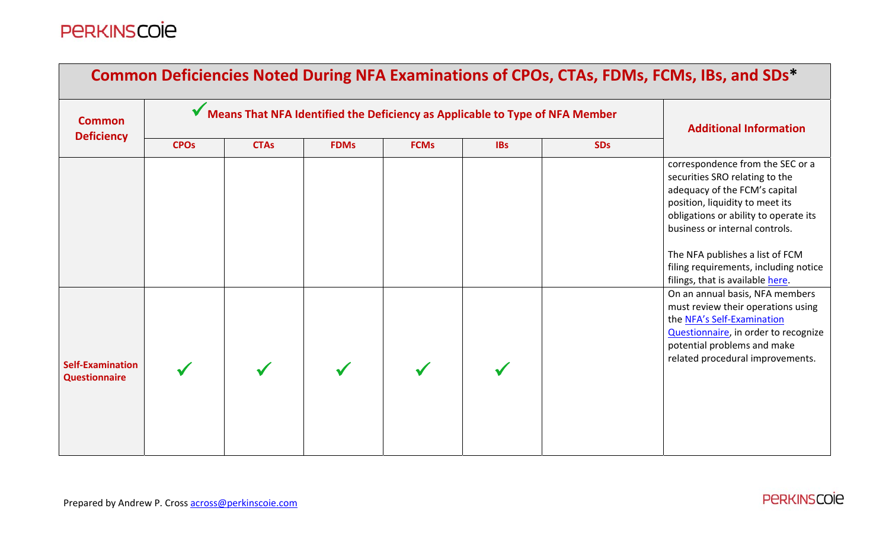| Common Deficiency | ✓ Means That NFA Identified the Deficiency as Applicable to Type of NFA Member | | | | | | Additional Information |
|---|---|---|---|---|---|---|---|
| | CPOs | CTAs | FDMs | FCMs | IBs | SDs | |
| | | | | | | | correspondence from the SEC or a securities SRO relating to the adequacy of the FCM's capital position, liquidity to meet its obligations or ability to operate its business or internal controls. The NFA publishes a list of FCM filing requirements, including notice filings, that is available here. |
| **Self-Examination Questionnaire** | ✓ | ✓ | ✓ | ✓ | ✓ | | On an annual basis, NFA members must review their operations using the NFA's Self-Examination Questionnaire, in order to recognize potential problems and make related procedural improvements. |

Prepared by Andrew P. Cross across@perkinscoie.com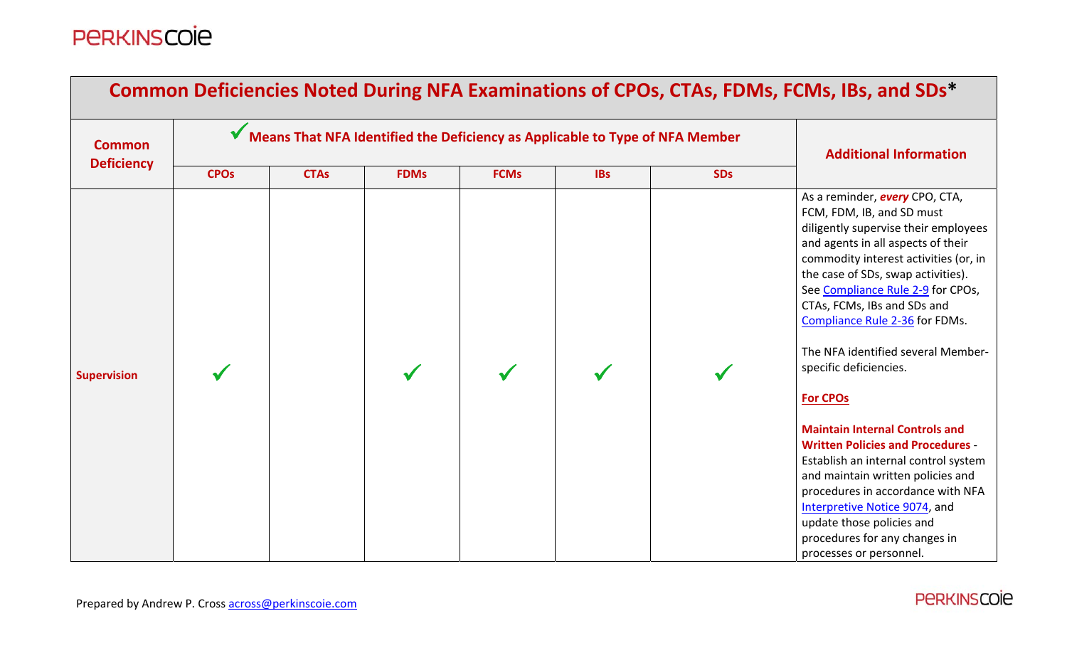| Common Deficiency | ✓ Means That NFA Identified the Deficiency as Applicable to Type of NFA Member | | | | | | Additional Information |
|---|---|---|---|---|---|---|---|
| | CPOs | CTAs | FDMs | FCMs | IBs | SDs | |
| **Supervision** | ✓ | | ✓ | ✓ | ✓ | ✓ | As a reminder, ***every*** CPO, CTA, FCM, FDM, IB, and SD must diligently supervise their employees and agents in all aspects of their commodity interest activities (or, in the case of SDs, swap activities). See Compliance Rule 2-9 for CPOs, CTAs, FCMs, IBs and SDs and Compliance Rule 2-36 for FDMs.<br><br>The NFA identified several Member-specific deficiencies.<br><br>**For CPOs**<br><br>**Maintain Internal Controls and Written Policies and Procedures** - Establish an internal control system and maintain written policies and procedures in accordance with NFA Interpretive Notice 9074, and update those policies and procedures for any changes in processes or personnel. |

Prepared by Andrew P. Cross across@perkinscoie.com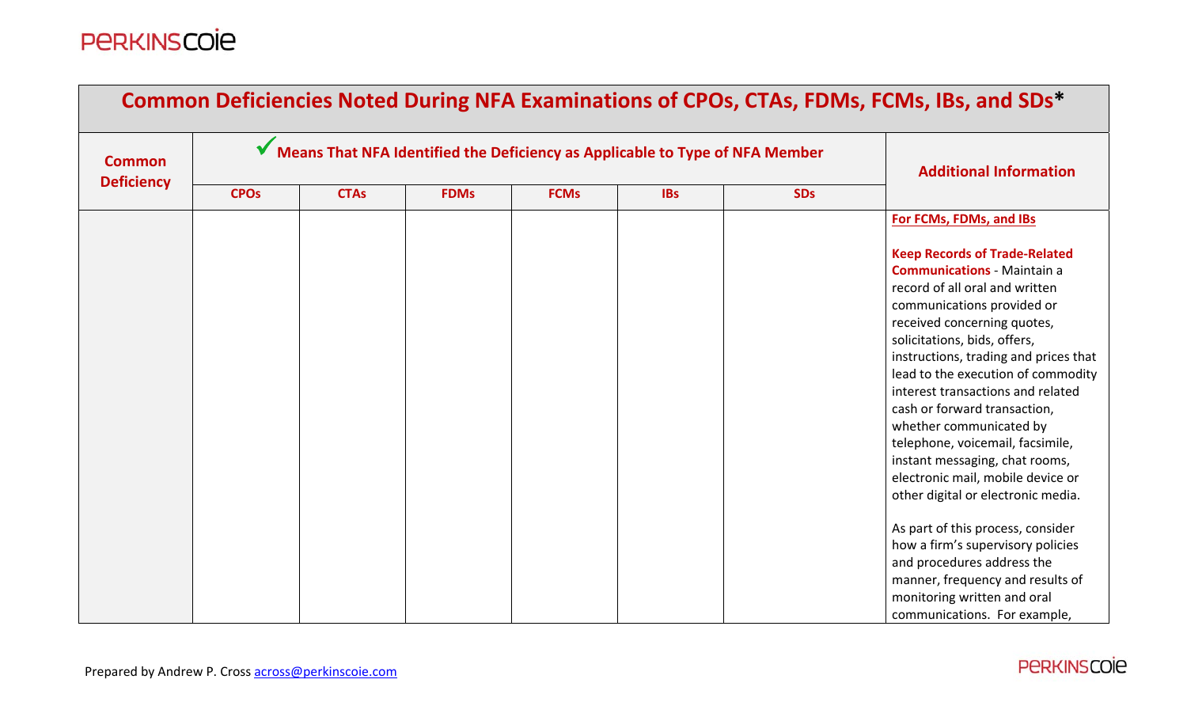| Common Deficiency | ✓ Means That NFA Identified the Deficiency as Applicable to Type of NFA Member | | | | | | Additional Information |
|---|---|---|---|---|---|---|---|
| | CPOs | CTAs | FDMs | FCMs | IBs | SDs | |
| | | | | | | | **For FCMs, FDMs, and IBs**<br><br>**Keep Records of Trade-Related Communications** - Maintain a record of all oral and written communications provided or received concerning quotes, solicitations, bids, offers, instructions, trading and prices that lead to the execution of commodity interest transactions and related cash or forward transaction, whether communicated by telephone, voicemail, facsimile, instant messaging, chat rooms, electronic mail, mobile device or other digital or electronic media.<br><br>As part of this process, consider how a firm's supervisory policies and procedures address the manner, frequency and results of monitoring written and oral communications. For example, |

Prepared by Andrew P. Cross across@perkinscoie.com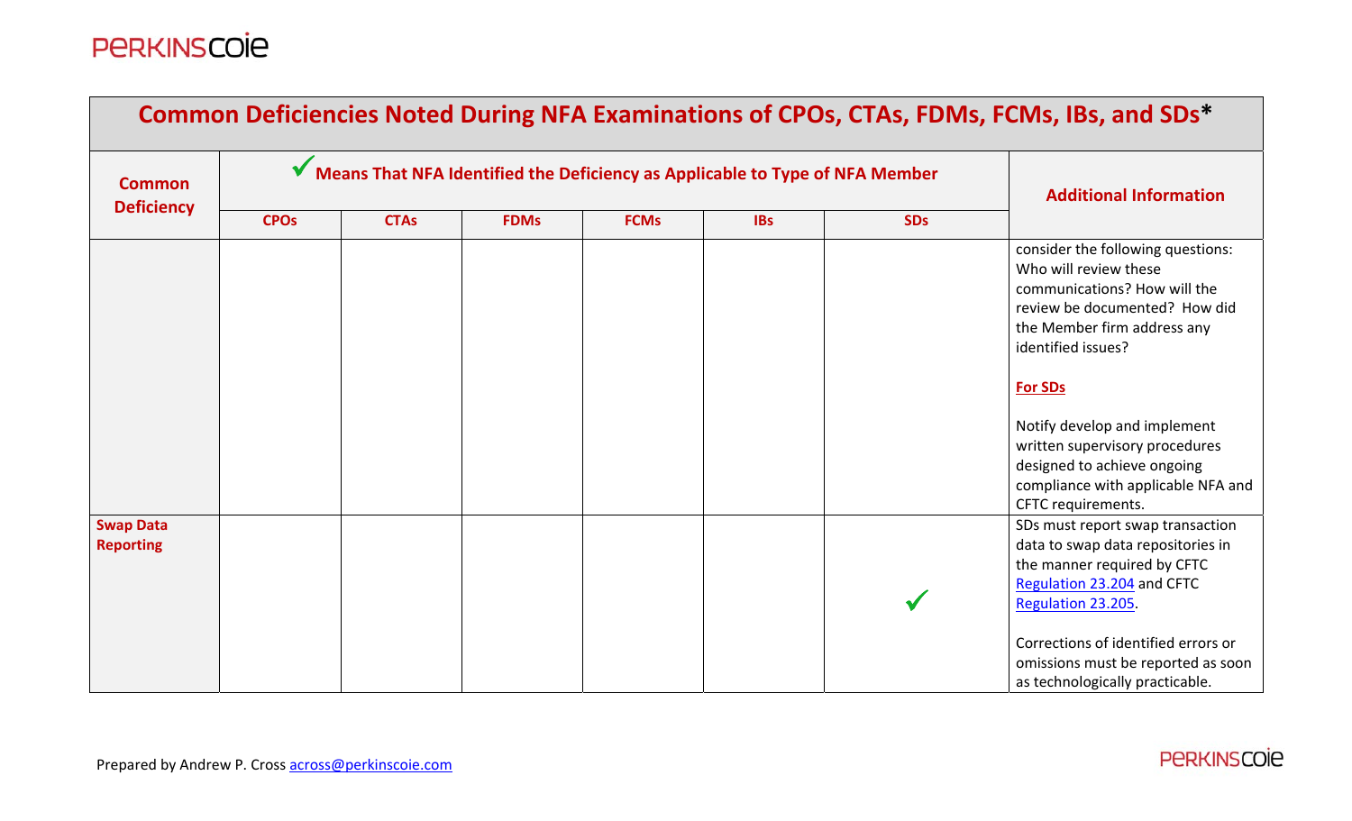# Common Deficiencies Noted During NFA Examinations of CPOs, CTAs, FDMs, FCMs, IBs, and SDs*

| Common Deficiency | ✓ Means That NFA Identified the Deficiency as Applicable to Type of NFA Member | | | | | | Additional Information |
|---|---|---|---|---|---|---|---|
| | CPOs | CTAs | FDMs | FCMs | IBs | SDs | |
| | | | | | | | consider the following questions: Who will review these communications? How will the review be documented? How did the Member firm address any identified issues?<br><br>**For SDs**<br><br>Notify develop and implement written supervisory procedures designed to achieve ongoing compliance with applicable NFA and CFTC requirements. |
| **Swap Data Reporting** | | | | | | ✓ | SDs must report swap transaction data to swap data repositories in the manner required by CFTC Regulation 23.204 and CFTC Regulation 23.205.<br><br>Corrections of identified errors or omissions must be reported as soon as technologically practicable. |

Prepared by Andrew P. Cross across@perkinscoie.com